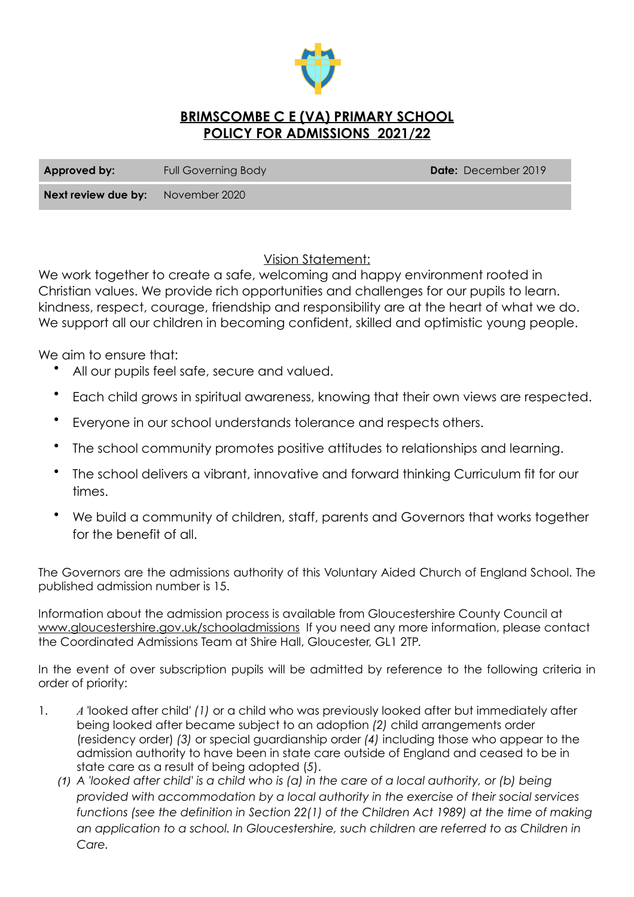# BRIMSCOMBE C E (VA) PRIMARY SCHOOL
# POLICY FOR ADMISSIONS 2021/22

| **Approved by:** | Full Governing Body | **Date:** December 2019 |
|---|---|---|
| **Next review due by:** | November 2020 | |

Vision Statement:

We work together to create a safe, welcoming and happy environment rooted in Christian values. We provide rich opportunities and challenges for our pupils to learn. kindness, respect, courage, friendship and responsibility are at the heart of what we do. We support all our children in becoming confident, skilled and optimistic young people.

We aim to ensure that:

- All our pupils feel safe, secure and valued.
- Each child grows in spiritual awareness, knowing that their own views are respected.
- Everyone in our school understands tolerance and respects others.
- The school community promotes positive attitudes to relationships and learning.
- The school delivers a vibrant, innovative and forward thinking Curriculum fit for our times.
- We build a community of children, staff, parents and Governors that works together for the benefit of all.

The Governors are the admissions authority of this Voluntary Aided Church of England School. The published admission number is 15.

Information about the admission process is available from Gloucestershire County Council at www.gloucestershire.gov.uk/schooladmissions If you need any more information, please contact the Coordinated Admissions Team at Shire Hall, Gloucester, GL1 2TP.

In the event of over subscription pupils will be admitted by reference to the following criteria in order of priority:

1. *A* 'looked after child' *(1)* or a child who was previously looked after but immediately after being looked after became subject to an adoption *(2)* child arrangements order (residency order) *(3)* or special guardianship order *(4)* including those who appear to the admission authority to have been in state care outside of England and ceased to be in state care as a result of being adopted (*5*).

   *(1) A 'looked after child' is a child who is (a) in the care of a local authority, or (b) being provided with accommodation by a local authority in the exercise of their social services functions (see the definition in Section 22(1) of the Children Act 1989) at the time of making an application to a school. In Gloucestershire, such children are referred to as Children in Care.*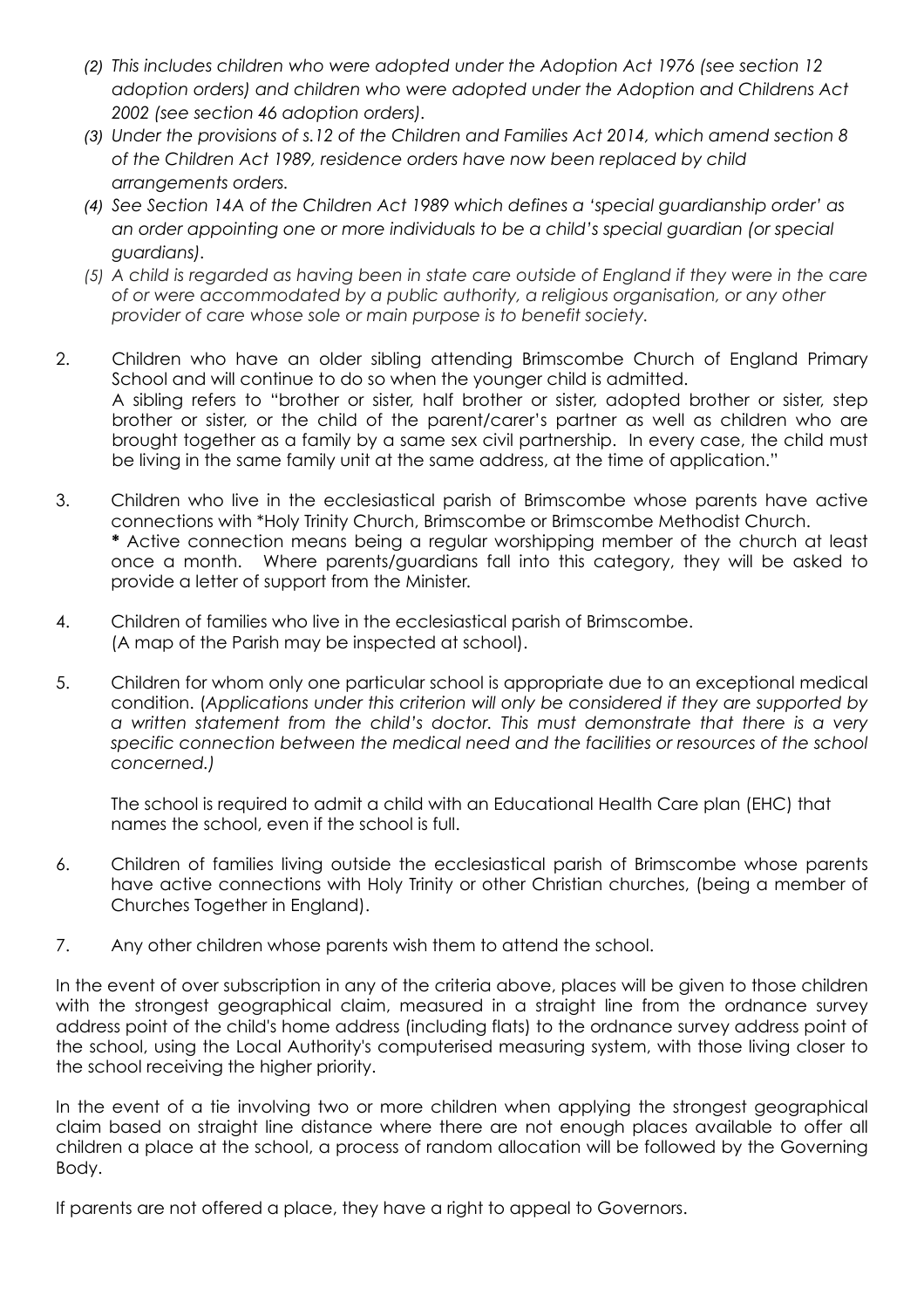*(2) This includes children who were adopted under the Adoption Act 1976 (see section 12 adoption orders) and children who were adopted under the Adoption and Childrens Act 2002 (see section 46 adoption orders).*

*(3) Under the provisions of s.12 of the Children and Families Act 2014, which amend section 8 of the Children Act 1989, residence orders have now been replaced by child arrangements orders.*

*(4) See Section 14A of the Children Act 1989 which defines a 'special guardianship order' as an order appointing one or more individuals to be a child's special guardian (or special guardians).*

*(5) A child is regarded as having been in state care outside of England if they were in the care of or were accommodated by a public authority, a religious organisation, or any other provider of care whose sole or main purpose is to benefit society.*

2. Children who have an older sibling attending Brimscombe Church of England Primary School and will continue to do so when the younger child is admitted.
   A sibling refers to "brother or sister, half brother or sister, adopted brother or sister, step brother or sister, or the child of the parent/carer's partner as well as children who are brought together as a family by a same sex civil partnership. In every case, the child must be living in the same family unit at the same address, at the time of application."

3. Children who live in the ecclesiastical parish of Brimscombe whose parents have active connections with *Holy Trinity Church, Brimscombe or Brimscombe Methodist Church.
   **\*** Active connection means being a regular worshipping member of the church at least once a month. Where parents/guardians fall into this category, they will be asked to provide a letter of support from the Minister.

4. Children of families who live in the ecclesiastical parish of Brimscombe.
   (A map of the Parish may be inspected at school).

5. Children for whom only one particular school is appropriate due to an exceptional medical condition. (*Applications under this criterion will only be considered if they are supported by a written statement from the child's doctor. This must demonstrate that there is a very specific connection between the medical need and the facilities or resources of the school concerned.)*

   The school is required to admit a child with an Educational Health Care plan (EHC) that names the school, even if the school is full.

6. Children of families living outside the ecclesiastical parish of Brimscombe whose parents have active connections with Holy Trinity or other Christian churches, (being a member of Churches Together in England).

7. Any other children whose parents wish them to attend the school.

In the event of over subscription in any of the criteria above, places will be given to those children with the strongest geographical claim, measured in a straight line from the ordnance survey address point of the child's home address (including flats) to the ordnance survey address point of the school, using the Local Authority's computerised measuring system, with those living closer to the school receiving the higher priority.

In the event of a tie involving two or more children when applying the strongest geographical claim based on straight line distance where there are not enough places available to offer all children a place at the school, a process of random allocation will be followed by the Governing Body.

If parents are not offered a place, they have a right to appeal to Governors.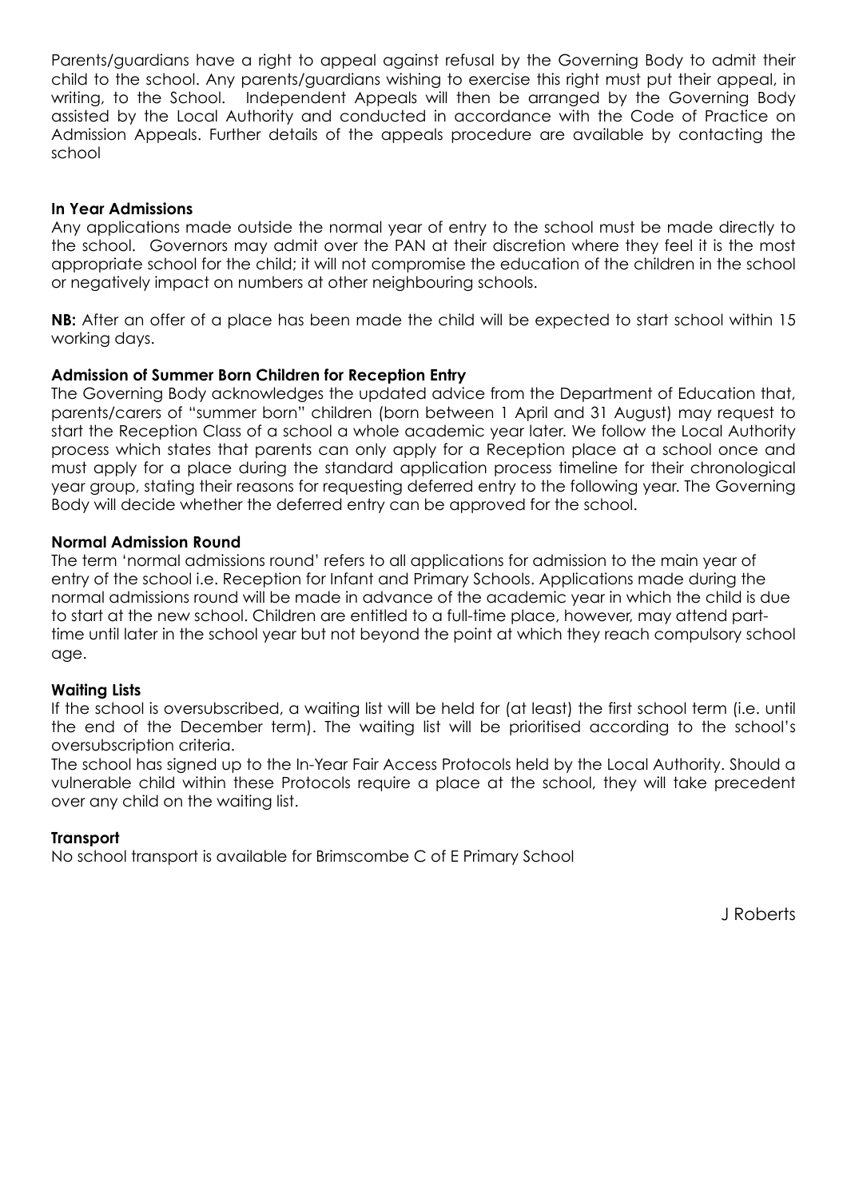Parents/guardians have a right to appeal against refusal by the Governing Body to admit their child to the school. Any parents/guardians wishing to exercise this right must put their appeal, in writing, to the School. Independent Appeals will then be arranged by the Governing Body assisted by the Local Authority and conducted in accordance with the Code of Practice on Admission Appeals. Further details of the appeals procedure are available by contacting the school

**In Year Admissions**

Any applications made outside the normal year of entry to the school must be made directly to the school. Governors may admit over the PAN at their discretion where they feel it is the most appropriate school for the child; it will not compromise the education of the children in the school or negatively impact on numbers at other neighbouring schools.

**NB:** After an offer of a place has been made the child will be expected to start school within 15 working days.

**Admission of Summer Born Children for Reception Entry**

The Governing Body acknowledges the updated advice from the Department of Education that, parents/carers of "summer born" children (born between 1 April and 31 August) may request to start the Reception Class of a school a whole academic year later. We follow the Local Authority process which states that parents can only apply for a Reception place at a school once and must apply for a place during the standard application process timeline for their chronological year group, stating their reasons for requesting deferred entry to the following year. The Governing Body will decide whether the deferred entry can be approved for the school.

**Normal Admission Round**

The term 'normal admissions round' refers to all applications for admission to the main year of entry of the school i.e. Reception for Infant and Primary Schools. Applications made during the normal admissions round will be made in advance of the academic year in which the child is due to start at the new school. Children are entitled to a full-time place, however, may attend part-time until later in the school year but not beyond the point at which they reach compulsory school age.

**Waiting Lists**

If the school is oversubscribed, a waiting list will be held for (at least) the first school term (i.e. until the end of the December term). The waiting list will be prioritised according to the school's oversubscription criteria.

The school has signed up to the In-Year Fair Access Protocols held by the Local Authority. Should a vulnerable child within these Protocols require a place at the school, they will take precedent over any child on the waiting list.

**Transport**

No school transport is available for Brimscombe C of E Primary School

J Roberts